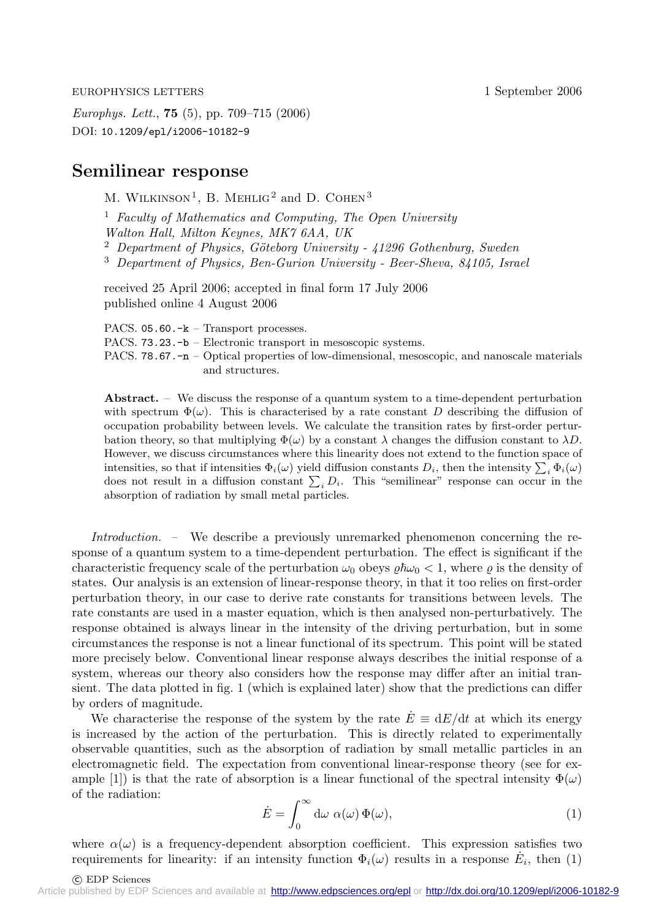EUROPHYSICS LETTERS 1 September 2006

*Europhys. Lett.*, **75** (5), pp. 709–715 (2006)
DOI: 10.1209/epl/i2006-10182-9

# Semilinear response

M. Wilkinson[1], B. Mehlig[2] and D. Cohen[3]

[1] *Faculty of Mathematics and Computing, The Open University Walton Hall, Milton Keynes, MK7 6AA, UK*
[2] *Department of Physics, Göteborg University - 41296 Gothenburg, Sweden*
[3] *Department of Physics, Ben-Gurion University - Beer-Sheva, 84105, Israel*

received 25 April 2006; accepted in final form 17 July 2006
published online 4 August 2006

PACS. 05.60.-k – Transport processes.
PACS. 73.23.-b – Electronic transport in mesoscopic systems.
PACS. 78.67.-n – Optical properties of low-dimensional, mesoscopic, and nanoscale materials and structures.

**Abstract.** – We discuss the response of a quantum system to a time-dependent perturbation with spectrum $\Phi(\omega)$. This is characterised by a rate constant $D$ describing the diffusion of occupation probability between levels. We calculate the transition rates by first-order perturbation theory, so that multiplying $\Phi(\omega)$ by a constant $\lambda$ changes the diffusion constant to $\lambda D$. However, we discuss circumstances where this linearity does not extend to the function space of intensities, so that if intensities $\Phi_i(\omega)$ yield diffusion constants $D_i$, then the intensity $\sum_i \Phi_i(\omega)$ does not result in a diffusion constant $\sum_i D_i$. This "semilinear" response can occur in the absorption of radiation by small metal particles.

*Introduction.* – We describe a previously unremarked phenomenon concerning the response of a quantum system to a time-dependent perturbation. The effect is significant if the characteristic frequency scale of the perturbation $\omega_0$ obeys $\varrho\hbar\omega_0 < 1$, where $\varrho$ is the density of states. Our analysis is an extension of linear-response theory, in that it too relies on first-order perturbation theory, in our case to derive rate constants for transitions between levels. The rate constants are used in a master equation, which is then analysed non-perturbatively. The response obtained is always linear in the intensity of the driving perturbation, but in some circumstances the response is not a linear functional of its spectrum. This point will be stated more precisely below. Conventional linear response always describes the initial response of a system, whereas our theory also considers how the response may differ after an initial transient. The data plotted in fig. 1 (which is explained later) show that the predictions can differ by orders of magnitude.

We characterise the response of the system by the rate $\dot{E} \equiv \mathrm{d}E/\mathrm{d}t$ at which its energy is increased by the action of the perturbation. This is directly related to experimentally observable quantities, such as the absorption of radiation by small metallic particles in an electromagnetic field. The expectation from conventional linear-response theory (see for example [1]) is that the rate of absorption is a linear functional of the spectral intensity $\Phi(\omega)$ of the radiation:

$$\dot{E} = \int_0^\infty \mathrm{d}\omega \ \alpha(\omega)\, \Phi(\omega), \tag{1}$$

where $\alpha(\omega)$ is a frequency-dependent absorption coefficient. This expression satisfies two requirements for linearity: if an intensity function $\Phi_i(\omega)$ results in a response $\dot{E}_i$, then (1)

© EDP Sciences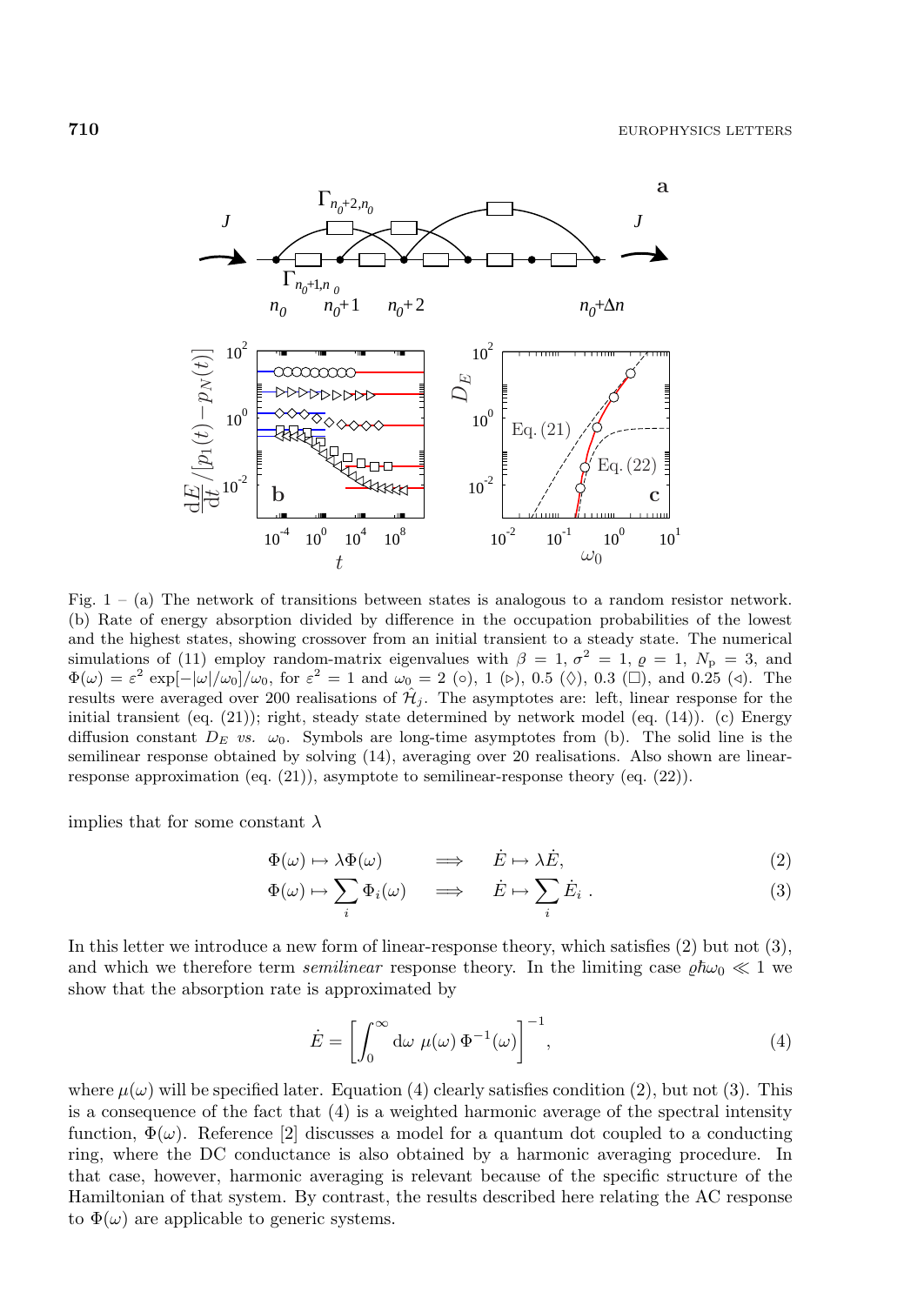Fig. 1 – (a) The network of transitions between states is analogous to a random resistor network. (b) Rate of energy absorption divided by difference in the occupation probabilities of the lowest and the highest states, showing crossover from an initial transient to a steady state. The numerical simulations of (11) employ random-matrix eigenvalues with $\beta = 1$, $\sigma^2 = 1$, $\varrho = 1$, $N_{\rm p} = 3$, and $\Phi(\omega) = \varepsilon^2 \exp[-|\omega|/\omega_0]/\omega_0$, for $\varepsilon^2 = 1$ and $\omega_0 = 2$ (○), 1 (▷), 0.5 (◊), 0.3 (□), and 0.25 (◁). The results were averaged over 200 realisations of $\hat{\mathcal{H}}_j$. The asymptotes are: left, linear response for the initial transient (eq. (21)); right, steady state determined by network model (eq. (14)). (c) Energy diffusion constant $D_E$ *vs.* $\omega_0$. Symbols are long-time asymptotes from (b). The solid line is the semilinear response obtained by solving (14), averaging over 20 realisations. Also shown are linear-response approximation (eq. (21)), asymptote to semilinear-response theory (eq. (22)).

implies that for some constant $\lambda$

$$\Phi(\omega) \mapsto \lambda\Phi(\omega) \qquad \Longrightarrow \qquad \dot{E} \mapsto \lambda\dot{E}, \tag{2}$$

$$\Phi(\omega) \mapsto \sum_i \Phi_i(\omega) \qquad \Longrightarrow \qquad \dot{E} \mapsto \sum_i \dot{E}_i \ . \tag{3}$$

In this letter we introduce a new form of linear-response theory, which satisfies (2) but not (3), and which we therefore term *semilinear* response theory. In the limiting case $\varrho\hbar\omega_0 \ll 1$ we show that the absorption rate is approximated by

$$\dot{E} = \left[\int_0^\infty {\rm d}\omega \ \mu(\omega)\, \Phi^{-1}(\omega)\right]^{-1}, \tag{4}$$

where $\mu(\omega)$ will be specified later. Equation (4) clearly satisfies condition (2), but not (3). This is a consequence of the fact that (4) is a weighted harmonic average of the spectral intensity function, $\Phi(\omega)$. Reference [2] discusses a model for a quantum dot coupled to a conducting ring, where the DC conductance is also obtained by a harmonic averaging procedure. In that case, however, harmonic averaging is relevant because of the specific structure of the Hamiltonian of that system. By contrast, the results described here relating the AC response to $\Phi(\omega)$ are applicable to generic systems.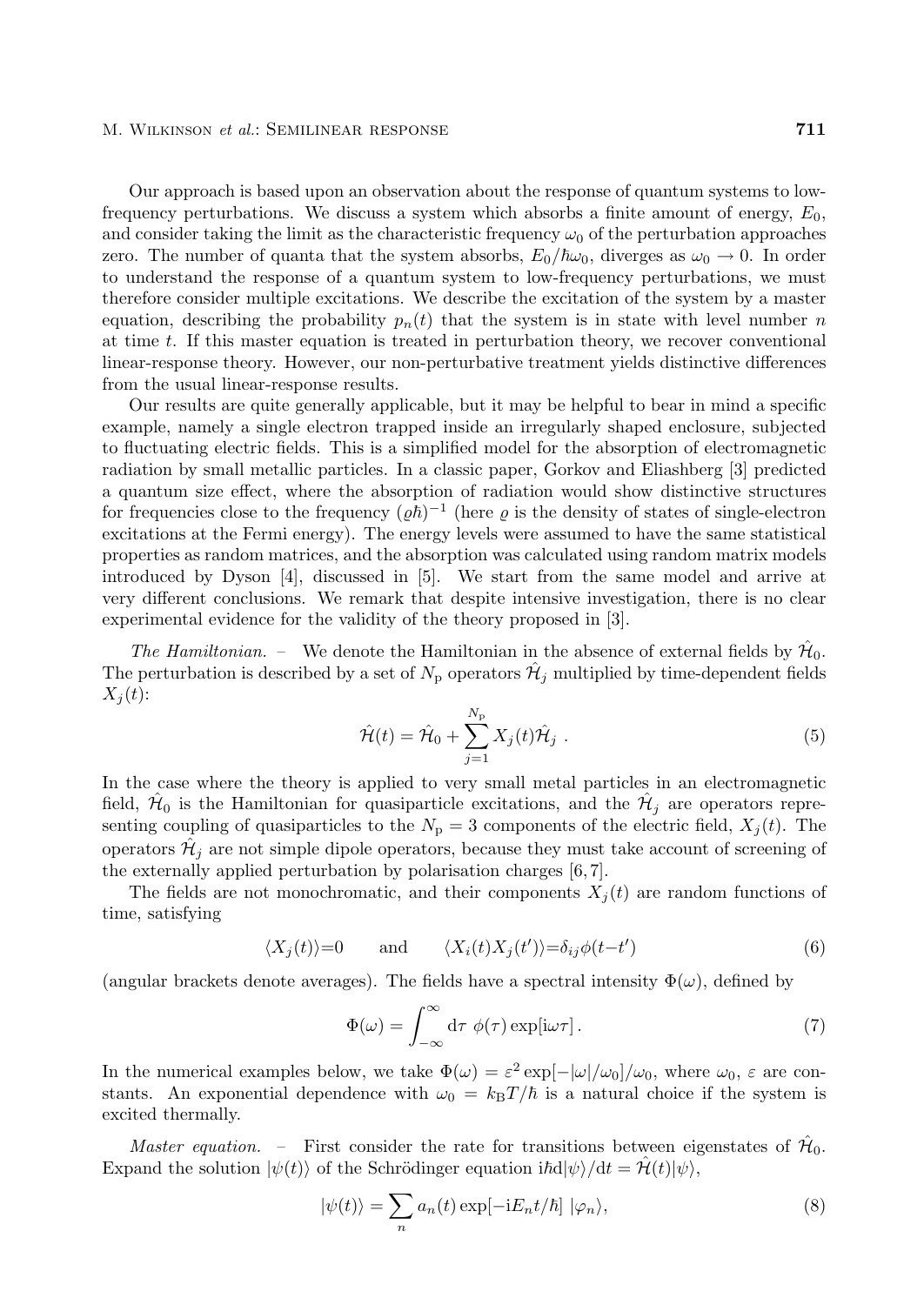Our approach is based upon an observation about the response of quantum systems to low-frequency perturbations. We discuss a system which absorbs a finite amount of energy, $E_0$, and consider taking the limit as the characteristic frequency $\omega_0$ of the perturbation approaches zero. The number of quanta that the system absorbs, $E_0/\hbar\omega_0$, diverges as $\omega_0 \to 0$. In order to understand the response of a quantum system to low-frequency perturbations, we must therefore consider multiple excitations. We describe the excitation of the system by a master equation, describing the probability $p_n(t)$ that the system is in state with level number $n$ at time $t$. If this master equation is treated in perturbation theory, we recover conventional linear-response theory. However, our non-perturbative treatment yields distinctive differences from the usual linear-response results.

Our results are quite generally applicable, but it may be helpful to bear in mind a specific example, namely a single electron trapped inside an irregularly shaped enclosure, subjected to fluctuating electric fields. This is a simplified model for the absorption of electromagnetic radiation by small metallic particles. In a classic paper, Gorkov and Eliashberg [3] predicted a quantum size effect, where the absorption of radiation would show distinctive structures for frequencies close to the frequency $(\varrho\hbar)^{-1}$ (here $\varrho$ is the density of states of single-electron excitations at the Fermi energy). The energy levels were assumed to have the same statistical properties as random matrices, and the absorption was calculated using random matrix models introduced by Dyson [4], discussed in [5]. We start from the same model and arrive at very different conclusions. We remark that despite intensive investigation, there is no clear experimental evidence for the validity of the theory proposed in [3].

*The Hamiltonian.* – We denote the Hamiltonian in the absence of external fields by $\hat{\mathcal{H}}_0$. The perturbation is described by a set of $N_\mathrm{p}$ operators $\hat{\mathcal{H}}_j$ multiplied by time-dependent fields $X_j(t)$:

$$\hat{\mathcal{H}}(t) = \hat{\mathcal{H}}_0 + \sum_{j=1}^{N_\mathrm{p}} X_j(t)\hat{\mathcal{H}}_j \; . \tag{5}$$

In the case where the theory is applied to very small metal particles in an electromagnetic field, $\hat{\mathcal{H}}_0$ is the Hamiltonian for quasiparticle excitations, and the $\hat{\mathcal{H}}_j$ are operators representing coupling of quasiparticles to the $N_\mathrm{p} = 3$ components of the electric field, $X_j(t)$. The operators $\hat{\mathcal{H}}_j$ are not simple dipole operators, because they must take account of screening of the externally applied perturbation by polarisation charges [6,7].

The fields are not monochromatic, and their components $X_j(t)$ are random functions of time, satisfying

$$\langle X_j(t)\rangle = 0 \qquad \text{and} \qquad \langle X_i(t)X_j(t')\rangle = \delta_{ij}\phi(t-t') \tag{6}$$

(angular brackets denote averages). The fields have a spectral intensity $\Phi(\omega)$, defined by

$$\Phi(\omega) = \int_{-\infty}^{\infty} \mathrm{d}\tau \; \phi(\tau)\exp[\mathrm{i}\omega\tau] \, . \tag{7}$$

In the numerical examples below, we take $\Phi(\omega) = \varepsilon^2 \exp[-|\omega|/\omega_0]/\omega_0$, where $\omega_0$, $\varepsilon$ are constants. An exponential dependence with $\omega_0 = k_\mathrm{B}T/\hbar$ is a natural choice if the system is excited thermally.

*Master equation.* – First consider the rate for transitions between eigenstates of $\hat{\mathcal{H}}_0$. Expand the solution $|\psi(t)\rangle$ of the Schrödinger equation $\mathrm{i}\hbar\mathrm{d}|\psi\rangle/\mathrm{d}t = \hat{\mathcal{H}}(t)|\psi\rangle$,

$$|\psi(t)\rangle = \sum_n a_n(t)\exp[-\mathrm{i}E_n t/\hbar] \; |\varphi_n\rangle, \tag{8}$$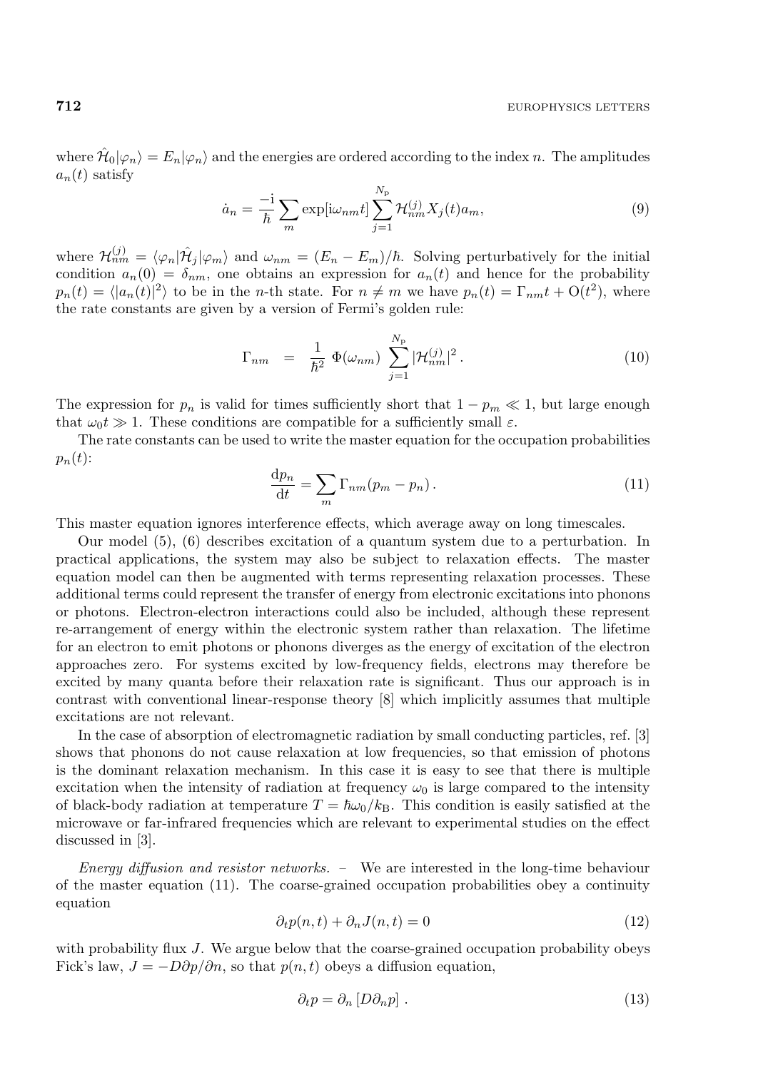where $\hat{\mathcal{H}}_0|\varphi_n\rangle = E_n|\varphi_n\rangle$ and the energies are ordered according to the index $n$. The amplitudes $a_n(t)$ satisfy

$$\dot{a}_n = \frac{-\mathrm{i}}{\hbar}\sum_m \exp[\mathrm{i}\omega_{nm}t]\sum_{j=1}^{N_\mathrm{p}} \mathcal{H}^{(j)}_{nm} X_j(t) a_m, \tag{9}$$

where $\mathcal{H}^{(j)}_{nm} = \langle\varphi_n|\hat{\mathcal{H}}_j|\varphi_m\rangle$ and $\omega_{nm} = (E_n - E_m)/\hbar$. Solving perturbatively for the initial condition $a_n(0) = \delta_{nm}$, one obtains an expression for $a_n(t)$ and hence for the probability $p_n(t) = \langle |a_n(t)|^2\rangle$ to be in the $n$-th state. For $n \neq m$ we have $p_n(t) = \Gamma_{nm}t + \mathrm{O}(t^2)$, where the rate constants are given by a version of Fermi's golden rule:

$$\Gamma_{nm} \;\; = \;\; \frac{1}{\hbar^2}\;\Phi(\omega_{nm})\;\sum_{j=1}^{N_\mathrm{p}} |\mathcal{H}^{(j)}_{nm}|^2\,. \tag{10}$$

The expression for $p_n$ is valid for times sufficiently short that $1 - p_m \ll 1$, but large enough that $\omega_0 t \gg 1$. These conditions are compatible for a sufficiently small $\varepsilon$.

The rate constants can be used to write the master equation for the occupation probabilities $p_n(t)$:

$$\frac{\mathrm{d}p_n}{\mathrm{d}t} = \sum_m \Gamma_{nm}(p_m - p_n)\,. \tag{11}$$

This master equation ignores interference effects, which average away on long timescales.

Our model (5), (6) describes excitation of a quantum system due to a perturbation. In practical applications, the system may also be subject to relaxation effects. The master equation model can then be augmented with terms representing relaxation processes. These additional terms could represent the transfer of energy from electronic excitations into phonons or photons. Electron-electron interactions could also be included, although these represent re-arrangement of energy within the electronic system rather than relaxation. The lifetime for an electron to emit photons or phonons diverges as the energy of excitation of the electron approaches zero. For systems excited by low-frequency fields, electrons may therefore be excited by many quanta before their relaxation rate is significant. Thus our approach is in contrast with conventional linear-response theory [8] which implicitly assumes that multiple excitations are not relevant.

In the case of absorption of electromagnetic radiation by small conducting particles, ref. [3] shows that phonons do not cause relaxation at low frequencies, so that emission of photons is the dominant relaxation mechanism. In this case it is easy to see that there is multiple excitation when the intensity of radiation at frequency $\omega_0$ is large compared to the intensity of black-body radiation at temperature $T = \hbar\omega_0/k_\mathrm{B}$. This condition is easily satisfied at the microwave or far-infrared frequencies which are relevant to experimental studies on the effect discussed in [3].

*Energy diffusion and resistor networks.* – We are interested in the long-time behaviour of the master equation (11). The coarse-grained occupation probabilities obey a continuity equation

$$\partial_t p(n,t) + \partial_n J(n,t) = 0 \tag{12}$$

with probability flux $J$. We argue below that the coarse-grained occupation probability obeys Fick's law, $J = -D\partial p/\partial n$, so that $p(n,t)$ obeys a diffusion equation,

$$\partial_t p = \partial_n\left[D\partial_n p\right]\,. \tag{13}$$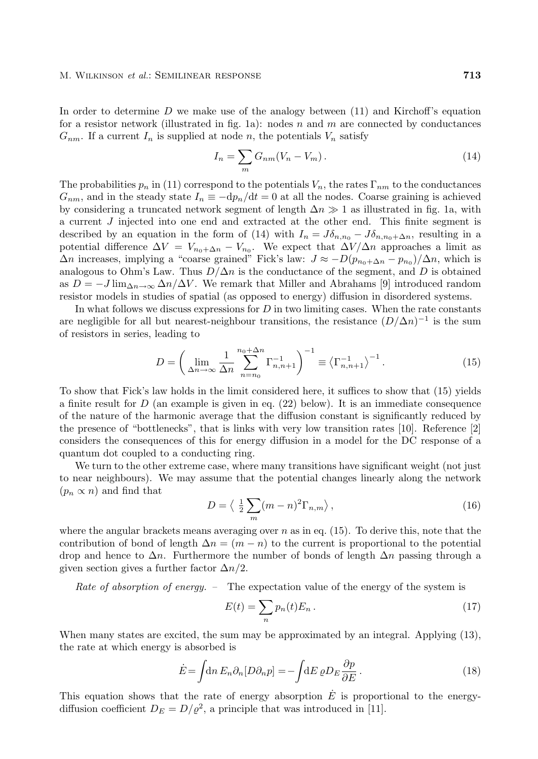In order to determine $D$ we make use of the analogy between (11) and Kirchoff's equation for a resistor network (illustrated in fig. 1a): nodes $n$ and $m$ are connected by conductances $G_{nm}$. If a current $I_n$ is supplied at node $n$, the potentials $V_n$ satisfy

$$I_n = \sum_m G_{nm}(V_n - V_m)\,. \tag{14}$$

The probabilities $p_n$ in (11) correspond to the potentials $V_n$, the rates $\Gamma_{nm}$ to the conductances $G_{nm}$, and in the steady state $I_n \equiv -\mathrm{d}p_n/\mathrm{d}t = 0$ at all the nodes. Coarse graining is achieved by considering a truncated network segment of length $\Delta n \gg 1$ as illustrated in fig. 1a, with a current $J$ injected into one end and extracted at the other end. This finite segment is described by an equation in the form of (14) with $I_n = J\delta_{n,n_0} - J\delta_{n,n_0+\Delta n}$, resulting in a potential difference $\Delta V = V_{n_0+\Delta n} - V_{n_0}$. We expect that $\Delta V/\Delta n$ approaches a limit as $\Delta n$ increases, implying a "coarse grained" Fick's law: $J \approx -D(p_{n_0+\Delta n} - p_{n_0})/\Delta n$, which is analogous to Ohm's Law. Thus $D/\Delta n$ is the conductance of the segment, and $D$ is obtained as $D = -J\lim_{\Delta n\to\infty} \Delta n/\Delta V$. We remark that Miller and Abrahams [9] introduced random resistor models in studies of spatial (as opposed to energy) diffusion in disordered systems.

In what follows we discuss expressions for $D$ in two limiting cases. When the rate constants are negligible for all but nearest-neighbour transitions, the resistance $(D/\Delta n)^{-1}$ is the sum of resistors in series, leading to

$$D = \left(\lim_{\Delta n\to\infty} \frac{1}{\Delta n}\sum_{n=n_0}^{n_0+\Delta n} \Gamma_{n,n+1}^{-1}\right)^{-1} \equiv \left\langle \Gamma_{n,n+1}^{-1}\right\rangle^{-1}. \tag{15}$$

To show that Fick's law holds in the limit considered here, it suffices to show that (15) yields a finite result for $D$ (an example is given in eq. (22) below). It is an immediate consequence of the nature of the harmonic average that the diffusion constant is significantly reduced by the presence of "bottlenecks", that is links with very low transition rates [10]. Reference [2] considers the consequences of this for energy diffusion in a model for the DC response of a quantum dot coupled to a conducting ring.

We turn to the other extreme case, where many transitions have significant weight (not just to near neighbours). We may assume that the potential changes linearly along the network ($p_n \propto n$) and find that

$$D = \left\langle\, \tfrac{1}{2}\sum_m (m-n)^2\Gamma_{n,m}\right\rangle, \tag{16}$$

where the angular brackets means averaging over $n$ as in eq. (15). To derive this, note that the contribution of bond of length $\Delta n = (m-n)$ to the current is proportional to the potential drop and hence to $\Delta n$. Furthermore the number of bonds of length $\Delta n$ passing through a given section gives a further factor $\Delta n/2$.

*Rate of absorption of energy.* – The expectation value of the energy of the system is

$$E(t) = \sum_n p_n(t)E_n\,. \tag{17}$$

When many states are excited, the sum may be approximated by an integral. Applying (13), the rate at which energy is absorbed is

$$\dot{E} = \int \mathrm{d}n\, E_n \partial_n[D\partial_n p] = -\int \mathrm{d}E\, \varrho D_E \frac{\partial p}{\partial E}\,. \tag{18}$$

This equation shows that the rate of energy absorption $\dot{E}$ is proportional to the energy-diffusion coefficient $D_E = D/\varrho^2$, a principle that was introduced in [11].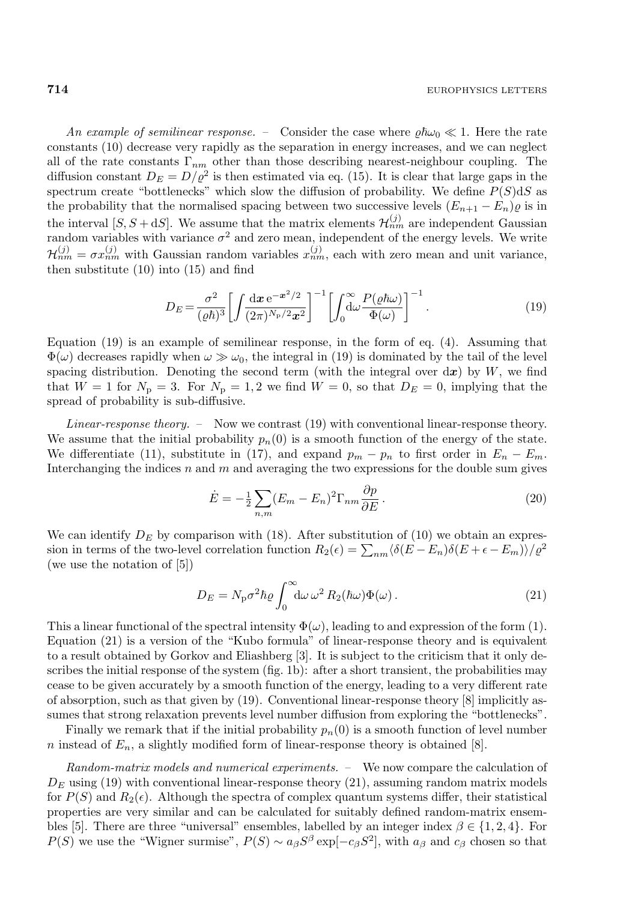*An example of semilinear response.* – Consider the case where $\varrho\hbar\omega_0 \ll 1$. Here the rate constants (10) decrease very rapidly as the separation in energy increases, and we can neglect all of the rate constants $\Gamma_{nm}$ other than those describing nearest-neighbour coupling. The diffusion constant $D_E = D/\varrho^2$ is then estimated via eq. (15). It is clear that large gaps in the spectrum create "bottlenecks" which slow the diffusion of probability. We define $P(S)\mathrm{d}S$ as the probability that the normalised spacing between two successive levels $(E_{n+1} - E_n)\varrho$ is in the interval $[S, S + \mathrm{d}S]$. We assume that the matrix elements $\mathcal{H}^{(j)}_{nm}$ are independent Gaussian random variables with variance $\sigma^2$ and zero mean, independent of the energy levels. We write $\mathcal{H}^{(j)}_{nm} = \sigma x^{(j)}_{nm}$ with Gaussian random variables $x^{(j)}_{nm}$, each with zero mean and unit variance, then substitute (10) into (15) and find

$$D_E = \frac{\sigma^2}{(\varrho\hbar)^3}\left[\int \frac{\mathrm{d}\boldsymbol{x}\, \mathrm{e}^{-\boldsymbol{x}^2/2}}{(2\pi)^{N_\mathrm{p}/2}\boldsymbol{x}^2}\right]^{-1}\left[\int_0^\infty \mathrm{d}\omega \frac{P(\varrho\hbar\omega)}{\Phi(\omega)}\right]^{-1}. \tag{19}$$

Equation (19) is an example of semilinear response, in the form of eq. (4). Assuming that $\Phi(\omega)$ decreases rapidly when $\omega \gg \omega_0$, the integral in (19) is dominated by the tail of the level spacing distribution. Denoting the second term (with the integral over $\mathrm{d}\boldsymbol{x}$) by $W$, we find that $W = 1$ for $N_\mathrm{p} = 3$. For $N_\mathrm{p} = 1, 2$ we find $W = 0$, so that $D_E = 0$, implying that the spread of probability is sub-diffusive.

*Linear-response theory.* – Now we contrast (19) with conventional linear-response theory. We assume that the initial probability $p_n(0)$ is a smooth function of the energy of the state. We differentiate (11), substitute in (17), and expand $p_m - p_n$ to first order in $E_n - E_m$. Interchanging the indices $n$ and $m$ and averaging the two expressions for the double sum gives

$$\dot{E} = -\tfrac{1}{2}\sum_{n,m}(E_m - E_n)^2\Gamma_{nm}\frac{\partial p}{\partial E}\,. \tag{20}$$

We can identify $D_E$ by comparison with (18). After substitution of (10) we obtain an expression in terms of the two-level correlation function $R_2(\epsilon) = \sum_{nm}\langle\delta(E - E_n)\delta(E + \epsilon - E_m)\rangle/\varrho^2$ (we use the notation of [5])

$$D_E = N_\mathrm{p}\sigma^2\hbar\varrho\int_0^\infty \mathrm{d}\omega\, \omega^2\, R_2(\hbar\omega)\Phi(\omega)\,. \tag{21}$$

This a linear functional of the spectral intensity $\Phi(\omega)$, leading to and expression of the form (1). Equation (21) is a version of the "Kubo formula" of linear-response theory and is equivalent to a result obtained by Gorkov and Eliashberg [3]. It is subject to the criticism that it only describes the initial response of the system (fig. 1b): after a short transient, the probabilities may cease to be given accurately by a smooth function of the energy, leading to a very different rate of absorption, such as that given by (19). Conventional linear-response theory [8] implicitly assumes that strong relaxation prevents level number diffusion from exploring the "bottlenecks".

Finally we remark that if the initial probability $p_n(0)$ is a smooth function of level number $n$ instead of $E_n$, a slightly modified form of linear-response theory is obtained [8].

*Random-matrix models and numerical experiments.* – We now compare the calculation of $D_E$ using (19) with conventional linear-response theory (21), assuming random matrix models for $P(S)$ and $R_2(\epsilon)$. Although the spectra of complex quantum systems differ, their statistical properties are very similar and can be calculated for suitably defined random-matrix ensembles [5]. There are three "universal" ensembles, labelled by an integer index $\beta \in \{1, 2, 4\}$. For $P(S)$ we use the "Wigner surmise", $P(S) \sim a_\beta S^\beta \exp[-c_\beta S^2]$, with $a_\beta$ and $c_\beta$ chosen so that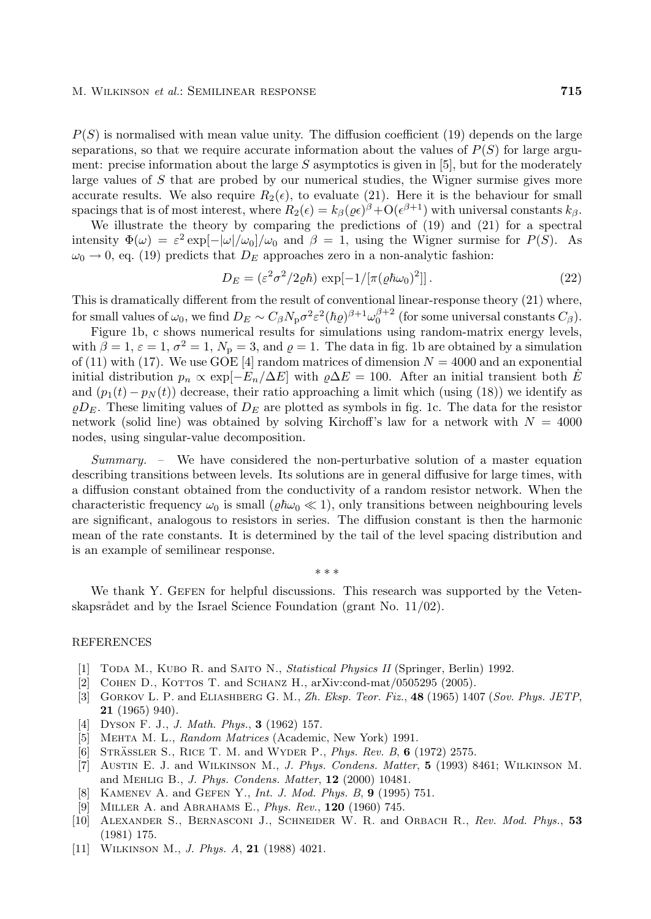$P(S)$ is normalised with mean value unity. The diffusion coefficient (19) depends on the large separations, so that we require accurate information about the values of $P(S)$ for large argument: precise information about the large $S$ asymptotics is given in [5], but for the moderately large values of $S$ that are probed by our numerical studies, the Wigner surmise gives more accurate results. We also require $R_2(\epsilon)$, to evaluate (21). Here it is the behaviour for small spacings that is of most interest, where $R_2(\epsilon) = k_\beta(\varrho\epsilon)^\beta + \mathrm{O}(\epsilon^{\beta+1})$ with universal constants $k_\beta$.

We illustrate the theory by comparing the predictions of (19) and (21) for a spectral intensity $\Phi(\omega) = \varepsilon^2 \exp[-|\omega|/\omega_0]/\omega_0$ and $\beta = 1$, using the Wigner surmise for $P(S)$. As $\omega_0 \to 0$, eq. (19) predicts that $D_E$ approaches zero in a non-analytic fashion:

$$D_E = (\varepsilon^2\sigma^2/2\varrho\hbar)\, \exp[-1/[\pi(\varrho\hbar\omega_0)^2]]\,. \tag{22}$$

This is dramatically different from the result of conventional linear-response theory (21) where, for small values of $\omega_0$, we find $D_E \sim C_\beta N_\mathrm{p}\sigma^2\varepsilon^2(\hbar\varrho)^{\beta+1}\omega_0^{\beta+2}$ (for some universal constants $C_\beta$).

Figure 1b, c shows numerical results for simulations using random-matrix energy levels, with $\beta = 1$, $\varepsilon = 1$, $\sigma^2 = 1$, $N_\mathrm{p} = 3$, and $\varrho = 1$. The data in fig. 1b are obtained by a simulation of (11) with (17). We use GOE [4] random matrices of dimension $N = 4000$ and an exponential initial distribution $p_n \propto \exp[-E_n/\Delta E]$ with $\varrho\Delta E = 100$. After an initial transient both $\dot{E}$ and $(p_1(t) - p_N(t))$ decrease, their ratio approaching a limit which (using (18)) we identify as $\varrho D_E$. These limiting values of $D_E$ are plotted as symbols in fig. 1c. The data for the resistor network (solid line) was obtained by solving Kirchoff's law for a network with $N = 4000$ nodes, using singular-value decomposition.

*Summary.* – We have considered the non-perturbative solution of a master equation describing transitions between levels. Its solutions are in general diffusive for large times, with a diffusion constant obtained from the conductivity of a random resistor network. When the characteristic frequency $\omega_0$ is small ($\varrho\hbar\omega_0 \ll 1$), only transitions between neighbouring levels are significant, analogous to resistors in series. The diffusion constant is then the harmonic mean of the rate constants. It is determined by the tail of the level spacing distribution and is an example of semilinear response.

\* \* \*

We thank Y. Gefen for helpful discussions. This research was supported by the Vetenskapsrådet and by the Israel Science Foundation (grant No. 11/02).

## REFERENCES

[1] Toda M., Kubo R. and Saito N., *Statistical Physics II* (Springer, Berlin) 1992.

[2] Cohen D., Kottos T. and Schanz H., arXiv:cond-mat/0505295 (2005).

[3] Gorkov L. P. and Eliashberg G. M., *Zh. Eksp. Teor. Fiz.*, **48** (1965) 1407 (*Sov. Phys. JETP*, **21** (1965) 940).

[4] Dyson F. J., *J. Math. Phys.*, **3** (1962) 157.

[5] Mehta M. L., *Random Matrices* (Academic, New York) 1991.

[6] Strässler S., Rice T. M. and Wyder P., *Phys. Rev. B*, **6** (1972) 2575.

[7] Austin E. J. and Wilkinson M., *J. Phys. Condens. Matter*, **5** (1993) 8461; Wilkinson M. and Mehlig B., *J. Phys. Condens. Matter*, **12** (2000) 10481.

[8] Kamenev A. and Gefen Y., *Int. J. Mod. Phys. B*, **9** (1995) 751.

[9] Miller A. and Abrahams E., *Phys. Rev.*, **120** (1960) 745.

[10] Alexander S., Bernasconi J., Schneider W. R. and Orbach R., *Rev. Mod. Phys.*, **53** (1981) 175.

[11] Wilkinson M., *J. Phys. A*, **21** (1988) 4021.